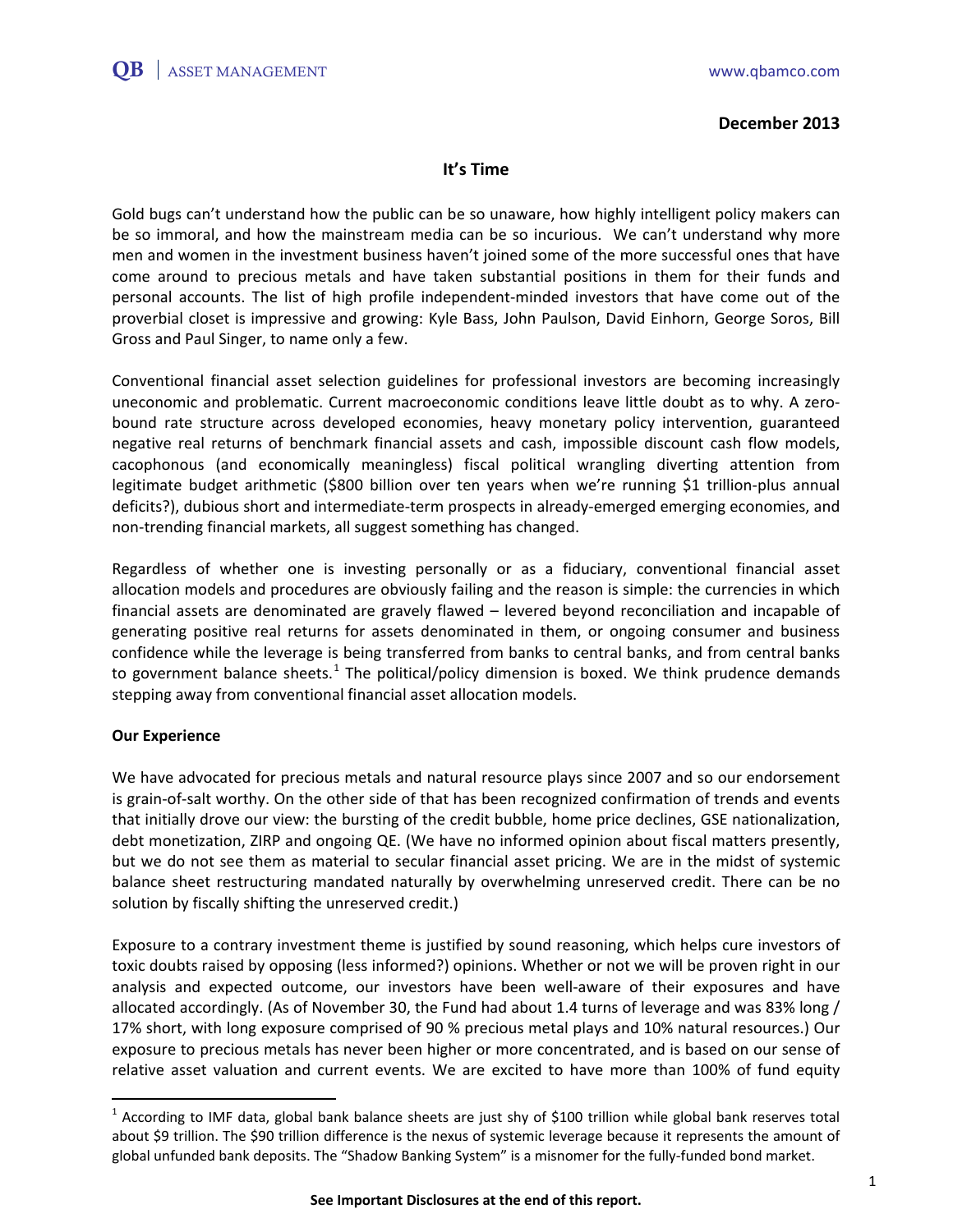**December 2013**

## It's Time

Gold bugs can't understand how the public can be so unaware, how highly intelligent policy makers can be so immoral, and how the mainstream media can be so incurious. We can't understand why more men and women in the investment business haven't joined some of the more successful ones that have come around to precious metals and have taken substantial positions in them for their funds and personal accounts. The list of high profile independent-minded investors that have come out of the proverbial closet is impressive and growing: Kyle Bass, John Paulson, David Einhorn, George Soros, Bill Gross and Paul Singer, to name only a few.

Conventional financial asset selection guidelines for professional investors are becoming increasingly uneconomic and problematic. Current macroeconomic conditions leave little doubt as to why. A zero-bound rate structure across developed economies, heavy monetary policy intervention, guaranteed negative real returns of benchmark financial assets and cash, impossible discount cash flow models, cacophonous (and economically meaningless) fiscal political wrangling diverting attention from legitimate budget arithmetic ($800 billion over ten years when we're running $1 trillion-plus annual deficits?), dubious short and intermediate-term prospects in already-emerged emerging economies, and non-trending financial markets, all suggest something has changed.

Regardless of whether one is investing personally or as a fiduciary, conventional financial asset allocation models and procedures are obviously failing and the reason is simple: the currencies in which financial assets are denominated are gravely flawed – levered beyond reconciliation and incapable of generating positive real returns for assets denominated in them, or ongoing consumer and business confidence while the leverage is being transferred from banks to central banks, and from central banks to government balance sheets.[1] The political/policy dimension is boxed. We think prudence demands stepping away from conventional financial asset allocation models.

**Our Experience**

We have advocated for precious metals and natural resource plays since 2007 and so our endorsement is grain-of-salt worthy. On the other side of that has been recognized confirmation of trends and events that initially drove our view: the bursting of the credit bubble, home price declines, GSE nationalization, debt monetization, ZIRP and ongoing QE. (We have no informed opinion about fiscal matters presently, but we do not see them as material to secular financial asset pricing. We are in the midst of systemic balance sheet restructuring mandated naturally by overwhelming unreserved credit. There can be no solution by fiscally shifting the unreserved credit.)

Exposure to a contrary investment theme is justified by sound reasoning, which helps cure investors of toxic doubts raised by opposing (less informed?) opinions. Whether or not we will be proven right in our analysis and expected outcome, our investors have been well-aware of their exposures and have allocated accordingly. (As of November 30, the Fund had about 1.4 turns of leverage and was 83% long / 17% short, with long exposure comprised of 90 % precious metal plays and 10% natural resources.) Our exposure to precious metals has never been higher or more concentrated, and is based on our sense of relative asset valuation and current events. We are excited to have more than 100% of fund equity

[1] According to IMF data, global bank balance sheets are just shy of $100 trillion while global bank reserves total about $9 trillion. The $90 trillion difference is the nexus of systemic leverage because it represents the amount of global unfunded bank deposits. The "Shadow Banking System" is a misnomer for the fully-funded bond market.

**See Important Disclosures at the end of this report.**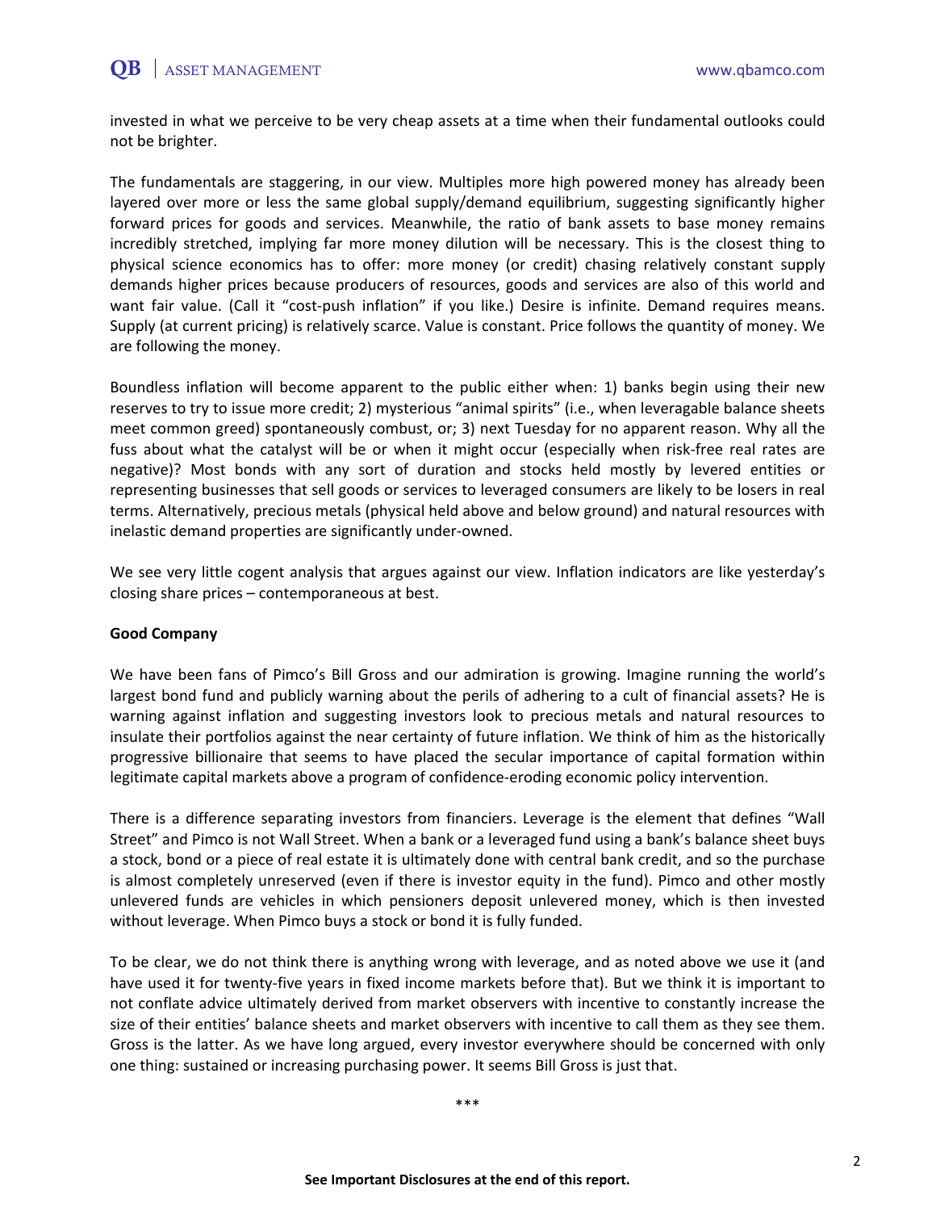invested in what we perceive to be very cheap assets at a time when their fundamental outlooks could not be brighter.

The fundamentals are staggering, in our view. Multiples more high powered money has already been layered over more or less the same global supply/demand equilibrium, suggesting significantly higher forward prices for goods and services. Meanwhile, the ratio of bank assets to base money remains incredibly stretched, implying far more money dilution will be necessary. This is the closest thing to physical science economics has to offer: more money (or credit) chasing relatively constant supply demands higher prices because producers of resources, goods and services are also of this world and want fair value. (Call it "cost-push inflation" if you like.) Desire is infinite. Demand requires means. Supply (at current pricing) is relatively scarce. Value is constant. Price follows the quantity of money. We are following the money.

Boundless inflation will become apparent to the public either when: 1) banks begin using their new reserves to try to issue more credit; 2) mysterious "animal spirits" (i.e., when leveragable balance sheets meet common greed) spontaneously combust, or; 3) next Tuesday for no apparent reason. Why all the fuss about what the catalyst will be or when it might occur (especially when risk-free real rates are negative)? Most bonds with any sort of duration and stocks held mostly by levered entities or representing businesses that sell goods or services to leveraged consumers are likely to be losers in real terms. Alternatively, precious metals (physical held above and below ground) and natural resources with inelastic demand properties are significantly under-owned.

We see very little cogent analysis that argues against our view. Inflation indicators are like yesterday's closing share prices – contemporaneous at best.

**Good Company**

We have been fans of Pimco's Bill Gross and our admiration is growing. Imagine running the world's largest bond fund and publicly warning about the perils of adhering to a cult of financial assets? He is warning against inflation and suggesting investors look to precious metals and natural resources to insulate their portfolios against the near certainty of future inflation. We think of him as the historically progressive billionaire that seems to have placed the secular importance of capital formation within legitimate capital markets above a program of confidence-eroding economic policy intervention.

There is a difference separating investors from financiers. Leverage is the element that defines "Wall Street" and Pimco is not Wall Street. When a bank or a leveraged fund using a bank's balance sheet buys a stock, bond or a piece of real estate it is ultimately done with central bank credit, and so the purchase is almost completely unreserved (even if there is investor equity in the fund). Pimco and other mostly unlevered funds are vehicles in which pensioners deposit unlevered money, which is then invested without leverage. When Pimco buys a stock or bond it is fully funded.

To be clear, we do not think there is anything wrong with leverage, and as noted above we use it (and have used it for twenty-five years in fixed income markets before that). But we think it is important to not conflate advice ultimately derived from market observers with incentive to constantly increase the size of their entities' balance sheets and market observers with incentive to call them as they see them. Gross is the latter. As we have long argued, every investor everywhere should be concerned with only one thing: sustained or increasing purchasing power. It seems Bill Gross is just that.

***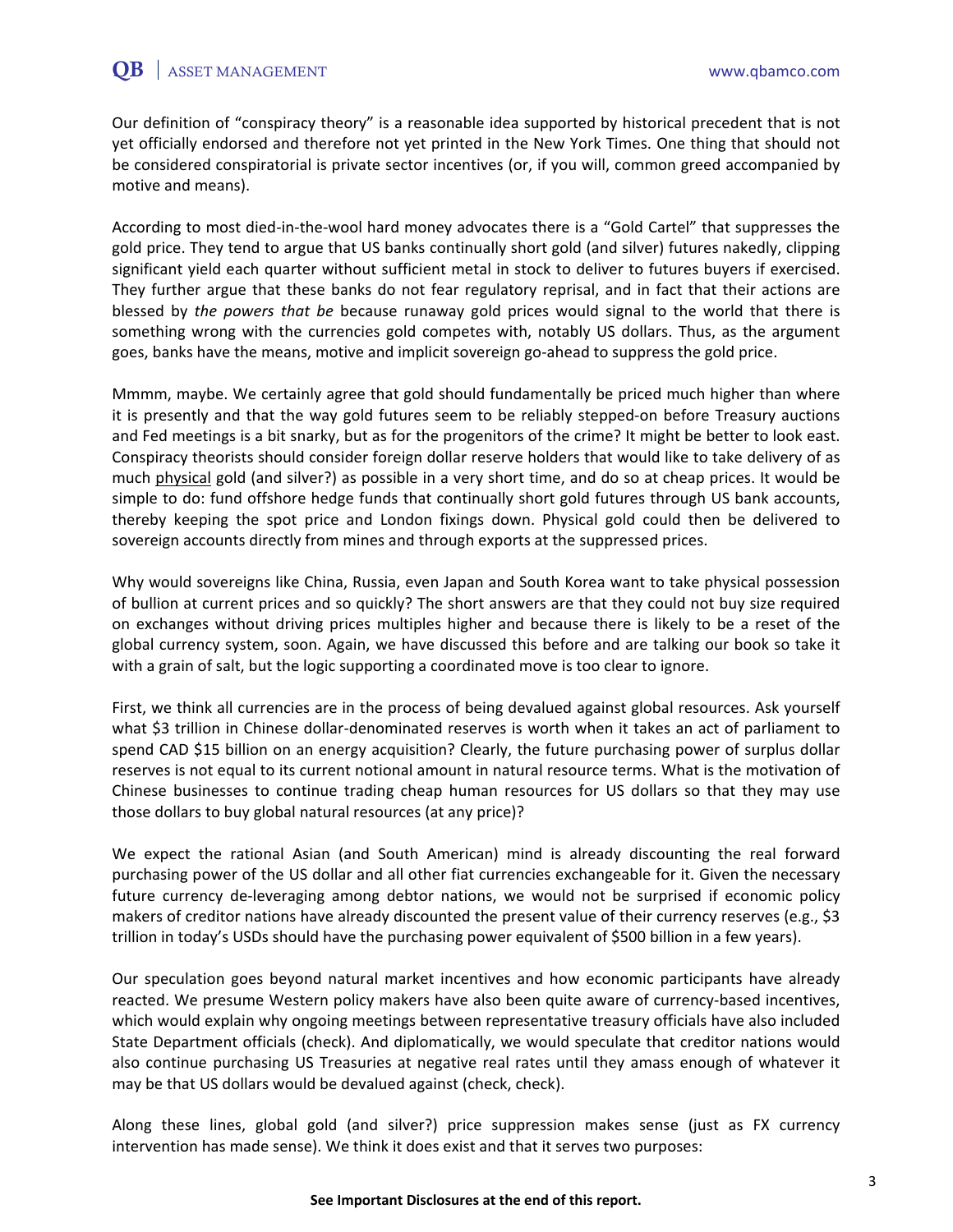Our definition of "conspiracy theory" is a reasonable idea supported by historical precedent that is not yet officially endorsed and therefore not yet printed in the New York Times. One thing that should not be considered conspiratorial is private sector incentives (or, if you will, common greed accompanied by motive and means).

According to most died-in-the-wool hard money advocates there is a "Gold Cartel" that suppresses the gold price. They tend to argue that US banks continually short gold (and silver) futures nakedly, clipping significant yield each quarter without sufficient metal in stock to deliver to futures buyers if exercised. They further argue that these banks do not fear regulatory reprisal, and in fact that their actions are blessed by *the powers that be* because runaway gold prices would signal to the world that there is something wrong with the currencies gold competes with, notably US dollars. Thus, as the argument goes, banks have the means, motive and implicit sovereign go-ahead to suppress the gold price.

Mmmm, maybe. We certainly agree that gold should fundamentally be priced much higher than where it is presently and that the way gold futures seem to be reliably stepped-on before Treasury auctions and Fed meetings is a bit snarky, but as for the progenitors of the crime? It might be better to look east. Conspiracy theorists should consider foreign dollar reserve holders that would like to take delivery of as much <u>physical</u> gold (and silver?) as possible in a very short time, and do so at cheap prices. It would be simple to do: fund offshore hedge funds that continually short gold futures through US bank accounts, thereby keeping the spot price and London fixings down. Physical gold could then be delivered to sovereign accounts directly from mines and through exports at the suppressed prices.

Why would sovereigns like China, Russia, even Japan and South Korea want to take physical possession of bullion at current prices and so quickly? The short answers are that they could not buy size required on exchanges without driving prices multiples higher and because there is likely to be a reset of the global currency system, soon. Again, we have discussed this before and are talking our book so take it with a grain of salt, but the logic supporting a coordinated move is too clear to ignore.

First, we think all currencies are in the process of being devalued against global resources. Ask yourself what $3 trillion in Chinese dollar-denominated reserves is worth when it takes an act of parliament to spend CAD $15 billion on an energy acquisition? Clearly, the future purchasing power of surplus dollar reserves is not equal to its current notional amount in natural resource terms. What is the motivation of Chinese businesses to continue trading cheap human resources for US dollars so that they may use those dollars to buy global natural resources (at any price)?

We expect the rational Asian (and South American) mind is already discounting the real forward purchasing power of the US dollar and all other fiat currencies exchangeable for it. Given the necessary future currency de-leveraging among debtor nations, we would not be surprised if economic policy makers of creditor nations have already discounted the present value of their currency reserves (e.g., $3 trillion in today's USDs should have the purchasing power equivalent of $500 billion in a few years).

Our speculation goes beyond natural market incentives and how economic participants have already reacted. We presume Western policy makers have also been quite aware of currency-based incentives, which would explain why ongoing meetings between representative treasury officials have also included State Department officials (check). And diplomatically, we would speculate that creditor nations would also continue purchasing US Treasuries at negative real rates until they amass enough of whatever it may be that US dollars would be devalued against (check, check).

Along these lines, global gold (and silver?) price suppression makes sense (just as FX currency intervention has made sense). We think it does exist and that it serves two purposes: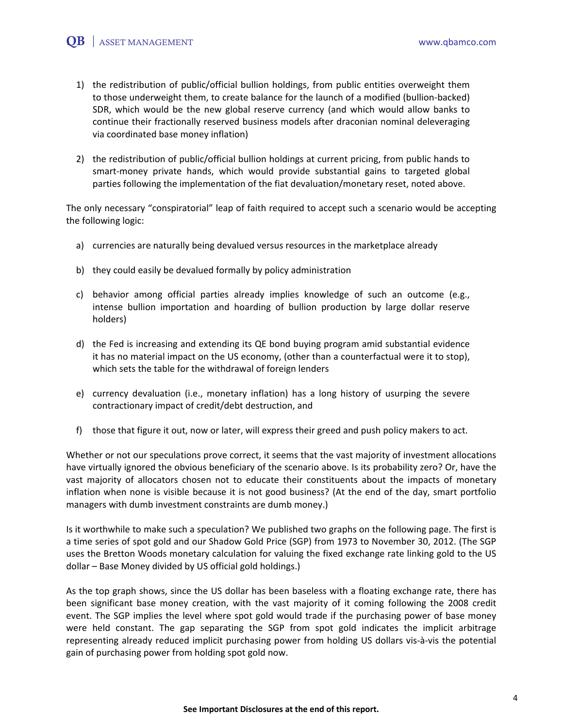1) the redistribution of public/official bullion holdings, from public entities overweight them to those underweight them, to create balance for the launch of a modified (bullion-backed) SDR, which would be the new global reserve currency (and which would allow banks to continue their fractionally reserved business models after draconian nominal deleveraging via coordinated base money inflation)

2) the redistribution of public/official bullion holdings at current pricing, from public hands to smart-money private hands, which would provide substantial gains to targeted global parties following the implementation of the fiat devaluation/monetary reset, noted above.

The only necessary "conspiratorial" leap of faith required to accept such a scenario would be accepting the following logic:

a) currencies are naturally being devalued versus resources in the marketplace already

b) they could easily be devalued formally by policy administration

c) behavior among official parties already implies knowledge of such an outcome (e.g., intense bullion importation and hoarding of bullion production by large dollar reserve holders)

d) the Fed is increasing and extending its QE bond buying program amid substantial evidence it has no material impact on the US economy, (other than a counterfactual were it to stop), which sets the table for the withdrawal of foreign lenders

e) currency devaluation (i.e., monetary inflation) has a long history of usurping the severe contractionary impact of credit/debt destruction, and

f) those that figure it out, now or later, will express their greed and push policy makers to act.

Whether or not our speculations prove correct, it seems that the vast majority of investment allocations have virtually ignored the obvious beneficiary of the scenario above. Is its probability zero? Or, have the vast majority of allocators chosen not to educate their constituents about the impacts of monetary inflation when none is visible because it is not good business? (At the end of the day, smart portfolio managers with dumb investment constraints are dumb money.)

Is it worthwhile to make such a speculation? We published two graphs on the following page. The first is a time series of spot gold and our Shadow Gold Price (SGP) from 1973 to November 30, 2012. (The SGP uses the Bretton Woods monetary calculation for valuing the fixed exchange rate linking gold to the US dollar – Base Money divided by US official gold holdings.)

As the top graph shows, since the US dollar has been baseless with a floating exchange rate, there has been significant base money creation, with the vast majority of it coming following the 2008 credit event. The SGP implies the level where spot gold would trade if the purchasing power of base money were held constant. The gap separating the SGP from spot gold indicates the implicit arbitrage representing already reduced implicit purchasing power from holding US dollars vis-à-vis the potential gain of purchasing power from holding spot gold now.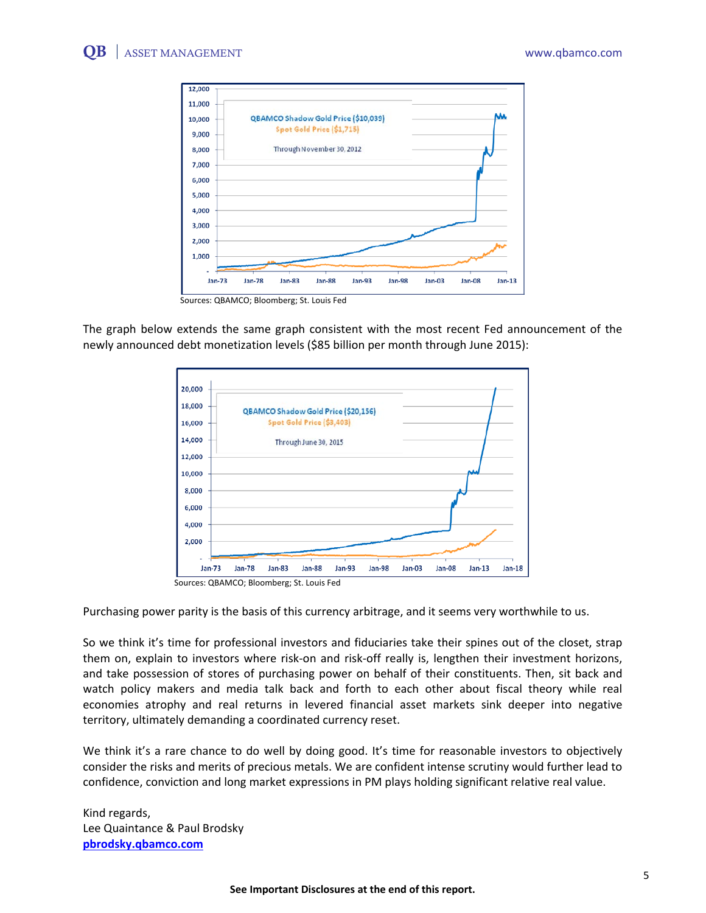Sources: QBAMCO; Bloomberg; St. Louis Fed

The graph below extends the same graph consistent with the most recent Fed announcement of the newly announced debt monetization levels ($85 billion per month through June 2015):

Sources: QBAMCO; Bloomberg; St. Louis Fed

Purchasing power parity is the basis of this currency arbitrage, and it seems very worthwhile to us.

So we think it's time for professional investors and fiduciaries take their spines out of the closet, strap them on, explain to investors where risk-on and risk-off really is, lengthen their investment horizons, and take possession of stores of purchasing power on behalf of their constituents. Then, sit back and watch policy makers and media talk back and forth to each other about fiscal theory while real economies atrophy and real returns in levered financial asset markets sink deeper into negative territory, ultimately demanding a coordinated currency reset.

We think it's a rare chance to do well by doing good. It's time for reasonable investors to objectively consider the risks and merits of precious metals. We are confident intense scrutiny would further lead to confidence, conviction and long market expressions in PM plays holding significant relative real value.

Kind regards,
Lee Quaintance & Paul Brodsky
**pbrodsky.qbamco.com**

**See Important Disclosures at the end of this report.**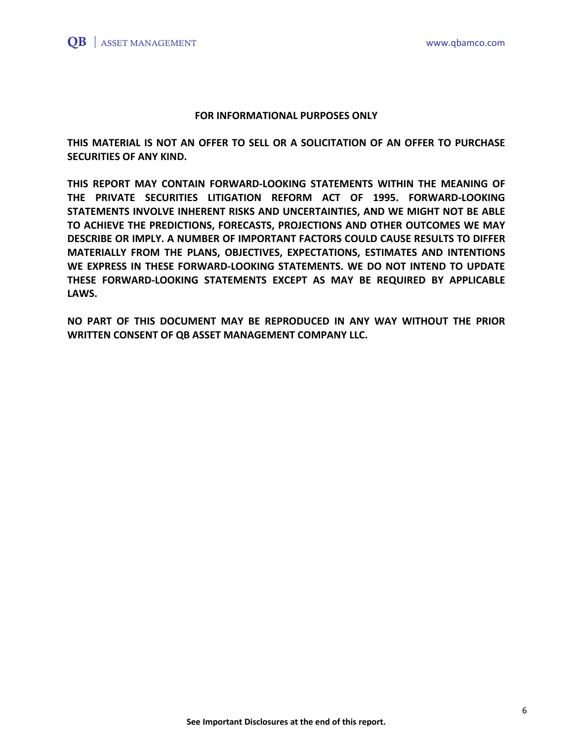**FOR INFORMATIONAL PURPOSES ONLY**

**THIS MATERIAL IS NOT AN OFFER TO SELL OR A SOLICITATION OF AN OFFER TO PURCHASE SECURITIES OF ANY KIND.**

**THIS REPORT MAY CONTAIN FORWARD-LOOKING STATEMENTS WITHIN THE MEANING OF THE PRIVATE SECURITIES LITIGATION REFORM ACT OF 1995. FORWARD-LOOKING STATEMENTS INVOLVE INHERENT RISKS AND UNCERTAINTIES, AND WE MIGHT NOT BE ABLE TO ACHIEVE THE PREDICTIONS, FORECASTS, PROJECTIONS AND OTHER OUTCOMES WE MAY DESCRIBE OR IMPLY. A NUMBER OF IMPORTANT FACTORS COULD CAUSE RESULTS TO DIFFER MATERIALLY FROM THE PLANS, OBJECTIVES, EXPECTATIONS, ESTIMATES AND INTENTIONS WE EXPRESS IN THESE FORWARD-LOOKING STATEMENTS. WE DO NOT INTEND TO UPDATE THESE FORWARD-LOOKING STATEMENTS EXCEPT AS MAY BE REQUIRED BY APPLICABLE LAWS.**

**NO PART OF THIS DOCUMENT MAY BE REPRODUCED IN ANY WAY WITHOUT THE PRIOR WRITTEN CONSENT OF QB ASSET MANAGEMENT COMPANY LLC.**